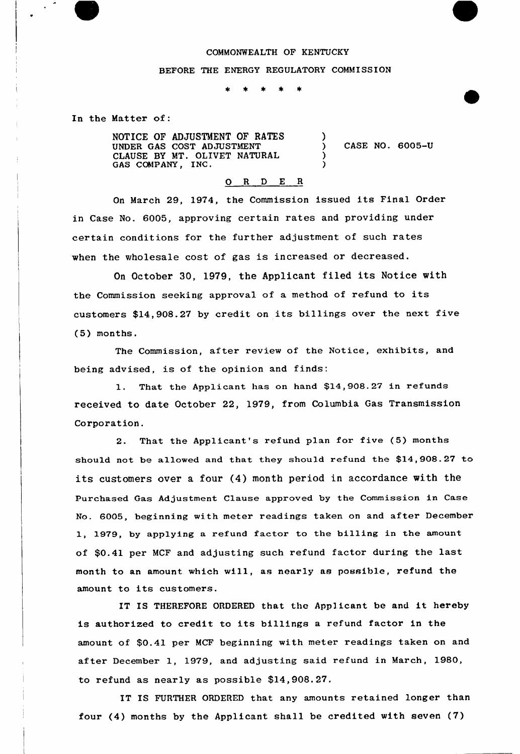COMMONWEALTH OF KENTUCKY

BEFORE THE ENERGY REGULATORY COMMISSION

\* \* \* \* \*

In the Matter of:

NOTICE OF ADJUSTMENT OF RATES UNDER GAS COST ADJUSTMENT CLAUSE BY MT. OLIVET NATURAL GAS COMPANY, INC. ) CASE NO. 6005-U

O R D E R

On March 29, 1974, the Commission issued its Final Order in Case No. 6005, approving certain rates and providing under certain conditions for the further adjustment of such rates when the wholesale cost of gas is increased or decreased.

On October 30, 1979, the Applicant filed its Notice with the Commission seeking approval of a method of refund to its customers $14,908.27 by credit on its billings over the next five (5) months.

The Commission, after review of the Notice, exhibits, and being advised, is of the opinion and finds:

1. That the Applicant has on hand $14,908.27 in refunds received to date October 22, 1979, from Columbia Gas Transmission Corporation.

2. That the Applicant's refund plan for five (5) months should not be allowed and that they should refund the $14,908.27 to its customers over a four (4) month period in accordance with the Purchased Gas Adjustment Clause approved by the Commission in Case No. 6005, beginning with meter readings taken on and after December 1, 1979, by applying a refund factor to the billing in the amount of $0.41 per MCF and adjusting such refund factor during the last month to an amount which will, as nearly as possible, refund the amount to its customers.

IT IS THEREFORE ORDERED that the Applicant be and it hereby is authorized to credit to its billings a refund factor in the amount of $0.41 per MCF beginning with meter readings taken on and after December 1, 1979, and adjusting said refund in March, 1980, to refund as nearly as possible $14,908.27.

IT IS FURTHER ORDERED that any amounts retained longer than four (4) months by the Applicant shall be credited with seven (7)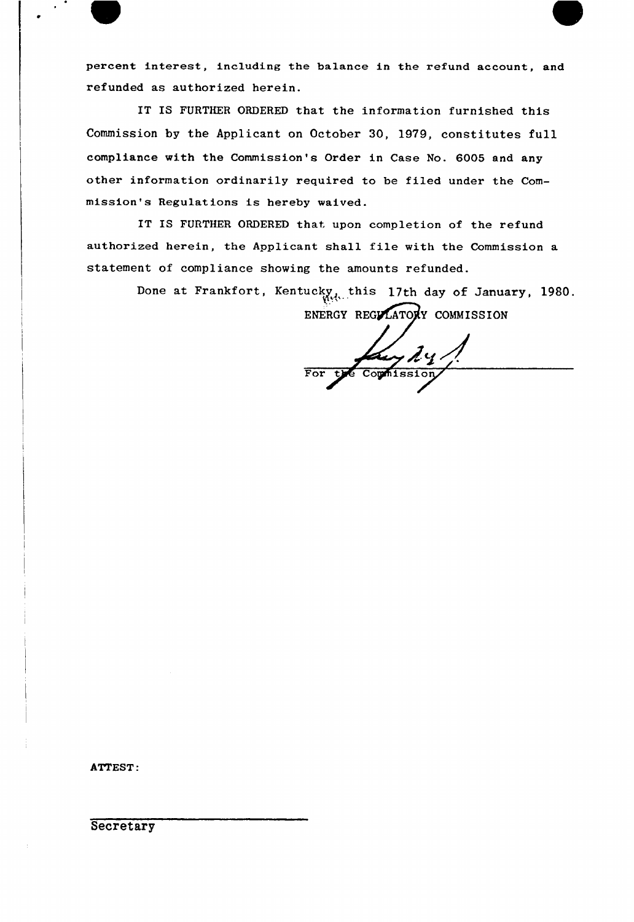percent interest, including the balance in the refund account, and refunded as authorized herein.

IT IS FURTHER ORDERED that the information furnished this Commission by the Applicant on October 30, 1979, constitutes full compliance with the Commission's Order in Case No. 6005 and any other information ordinarily required to be filed under the Commission's Regulations is hereby waived.

IT IS FURTHER ORDERED that upon completion of the refund authorized herein, the Applicant shall file with the Commission a statement of compliance showing the amounts refunded.

Done at Frankfort, Kentucky, this 17th day of January, 1980.

ENERGY REGULATORY COMMISSION

For the Commission

ATTEST:

Secretary